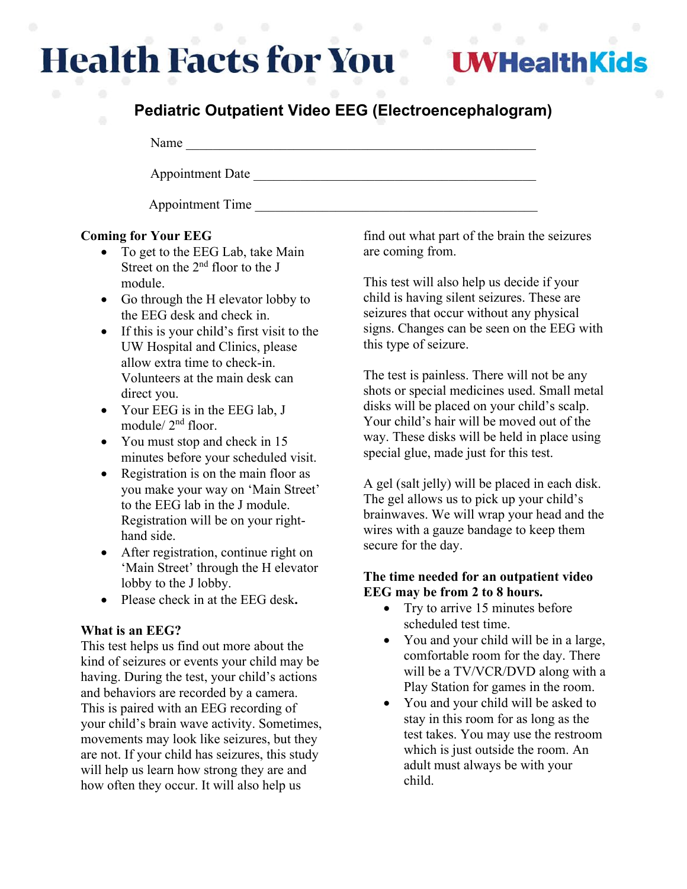# Health Facts for You

UWHealthKids

## Pediatric Outpatient Video EEG (Electroencephalogram)

Name ____________________________________________

Appointment Date ____________________________________

Appointment Time ____________________________________

**Coming for Your EEG**

- To get to the EEG Lab, take Main Street on the 2nd floor to the J module.
- Go through the H elevator lobby to the EEG desk and check in.
- If this is your child's first visit to the UW Hospital and Clinics, please allow extra time to check-in. Volunteers at the main desk can direct you.
- Your EEG is in the EEG lab, J module/ 2nd floor.
- You must stop and check in 15 minutes before your scheduled visit.
- Registration is on the main floor as you make your way on 'Main Street' to the EEG lab in the J module. Registration will be on your right-hand side.
- After registration, continue right on 'Main Street' through the H elevator lobby to the J lobby.
- Please check in at the EEG desk**.**

**What is an EEG?**

This test helps us find out more about the kind of seizures or events your child may be having. During the test, your child's actions and behaviors are recorded by a camera. This is paired with an EEG recording of your child's brain wave activity. Sometimes, movements may look like seizures, but they are not. If your child has seizures, this study will help us learn how strong they are and how often they occur. It will also help us find out what part of the brain the seizures are coming from.

This test will also help us decide if your child is having silent seizures. These are seizures that occur without any physical signs. Changes can be seen on the EEG with this type of seizure.

The test is painless. There will not be any shots or special medicines used. Small metal disks will be placed on your child's scalp. Your child's hair will be moved out of the way. These disks will be held in place using special glue, made just for this test.

A gel (salt jelly) will be placed in each disk. The gel allows us to pick up your child's brainwaves. We will wrap your head and the wires with a gauze bandage to keep them secure for the day.

**The time needed for an outpatient video EEG may be from 2 to 8 hours.**

- Try to arrive 15 minutes before scheduled test time.
- You and your child will be in a large, comfortable room for the day. There will be a TV/VCR/DVD along with a Play Station for games in the room.
- You and your child will be asked to stay in this room for as long as the test takes. You may use the restroom which is just outside the room. An adult must always be with your child.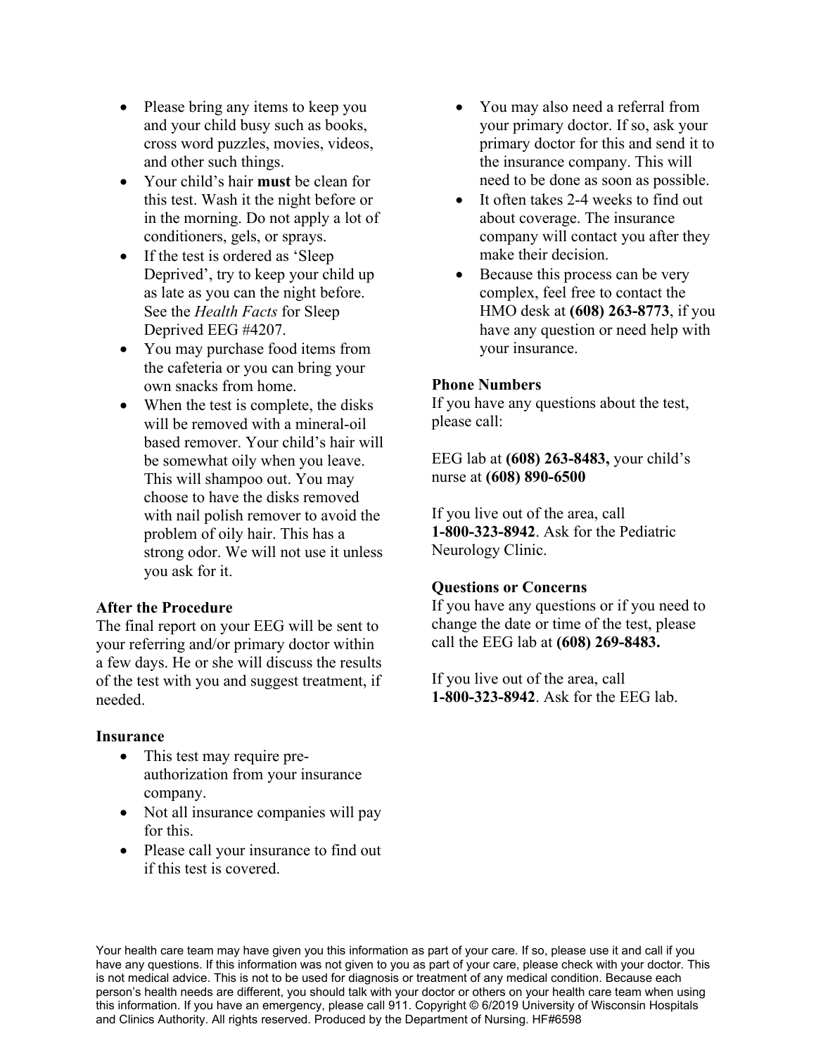- Please bring any items to keep you and your child busy such as books, cross word puzzles, movies, videos, and other such things.
- Your child's hair **must** be clean for this test. Wash it the night before or in the morning. Do not apply a lot of conditioners, gels, or sprays.
- If the test is ordered as 'Sleep Deprived', try to keep your child up as late as you can the night before. See the *Health Facts* for Sleep Deprived EEG #4207.
- You may purchase food items from the cafeteria or you can bring your own snacks from home.
- When the test is complete, the disks will be removed with a mineral-oil based remover. Your child's hair will be somewhat oily when you leave. This will shampoo out. You may choose to have the disks removed with nail polish remover to avoid the problem of oily hair. This has a strong odor. We will not use it unless you ask for it.

**After the Procedure**

The final report on your EEG will be sent to your referring and/or primary doctor within a few days. He or she will discuss the results of the test with you and suggest treatment, if needed.

**Insurance**

- This test may require pre-authorization from your insurance company.
- Not all insurance companies will pay for this.
- Please call your insurance to find out if this test is covered.
- You may also need a referral from your primary doctor. If so, ask your primary doctor for this and send it to the insurance company. This will need to be done as soon as possible.
- It often takes 2-4 weeks to find out about coverage. The insurance company will contact you after they make their decision.
- Because this process can be very complex, feel free to contact the HMO desk at **(608) 263-8773**, if you have any question or need help with your insurance.

**Phone Numbers**

If you have any questions about the test, please call:

EEG lab at **(608) 263-8483,** your child's nurse at **(608) 890-6500**

If you live out of the area, call **1-800-323-8942**. Ask for the Pediatric Neurology Clinic.

**Questions or Concerns**

If you have any questions or if you need to change the date or time of the test, please call the EEG lab at **(608) 269-8483.**

If you live out of the area, call **1-800-323-8942**. Ask for the EEG lab.

Your health care team may have given you this information as part of your care. If so, please use it and call if you have any questions. If this information was not given to you as part of your care, please check with your doctor. This is not medical advice. This is not to be used for diagnosis or treatment of any medical condition. Because each person's health needs are different, you should talk with your doctor or others on your health care team when using this information. If you have an emergency, please call 911. Copyright © 6/2019 University of Wisconsin Hospitals and Clinics Authority. All rights reserved. Produced by the Department of Nursing. HF#6598